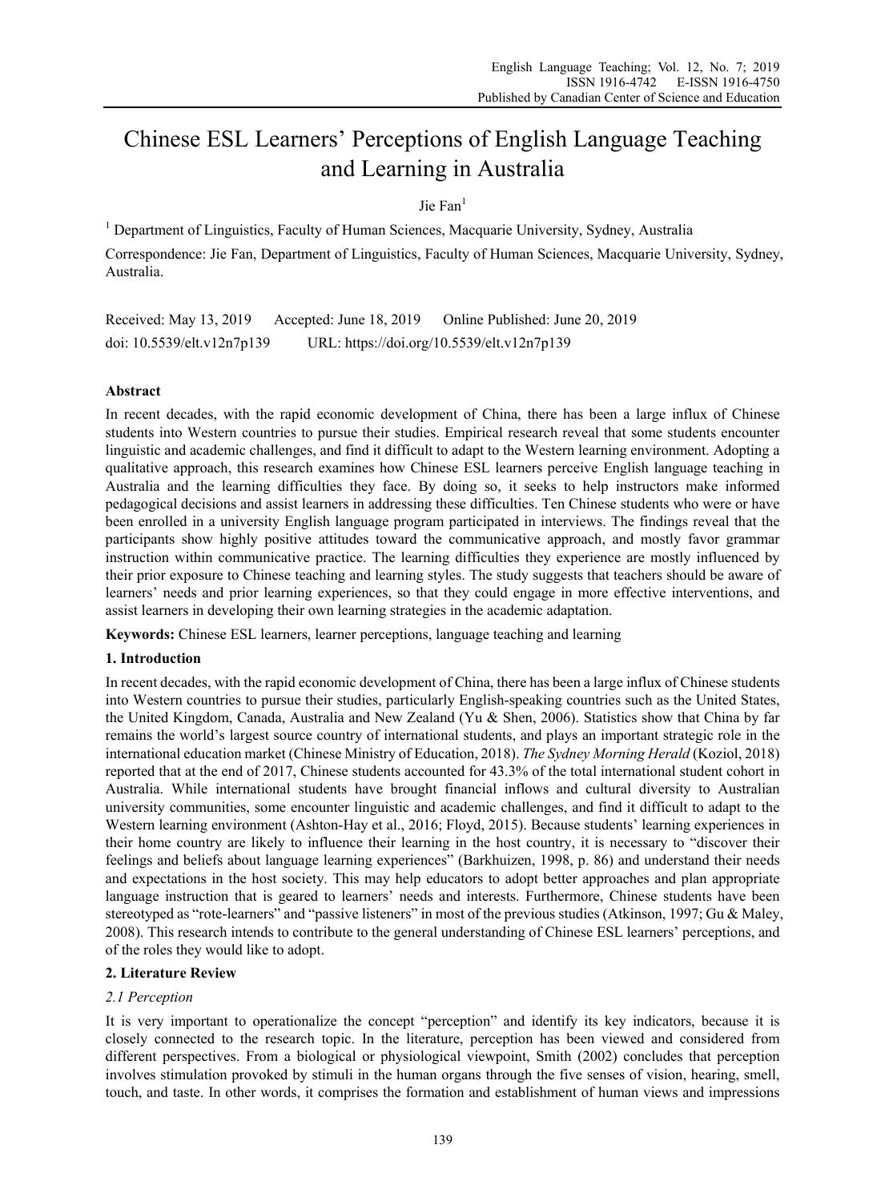# Chinese ESL Learners' Perceptions of English Language Teaching and Learning in Australia

Jie Fan[1]

[1] Department of Linguistics, Faculty of Human Sciences, Macquarie University, Sydney, Australia

Correspondence: Jie Fan, Department of Linguistics, Faculty of Human Sciences, Macquarie University, Sydney, Australia.

Received: May 13, 2019 Accepted: June 18, 2019 Online Published: June 20, 2019

doi: 10.5539/elt.v12n7p139 URL: https://doi.org/10.5539/elt.v12n7p139

**Abstract**

In recent decades, with the rapid economic development of China, there has been a large influx of Chinese students into Western countries to pursue their studies. Empirical research reveal that some students encounter linguistic and academic challenges, and find it difficult to adapt to the Western learning environment. Adopting a qualitative approach, this research examines how Chinese ESL learners perceive English language teaching in Australia and the learning difficulties they face. By doing so, it seeks to help instructors make informed pedagogical decisions and assist learners in addressing these difficulties. Ten Chinese students who were or have been enrolled in a university English language program participated in interviews. The findings reveal that the participants show highly positive attitudes toward the communicative approach, and mostly favor grammar instruction within communicative practice. The learning difficulties they experience are mostly influenced by their prior exposure to Chinese teaching and learning styles. The study suggests that teachers should be aware of learners' needs and prior learning experiences, so that they could engage in more effective interventions, and assist learners in developing their own learning strategies in the academic adaptation.

**Keywords:** Chinese ESL learners, learner perceptions, language teaching and learning

## 1. Introduction

In recent decades, with the rapid economic development of China, there has been a large influx of Chinese students into Western countries to pursue their studies, particularly English-speaking countries such as the United States, the United Kingdom, Canada, Australia and New Zealand (Yu & Shen, 2006). Statistics show that China by far remains the world's largest source country of international students, and plays an important strategic role in the international education market (Chinese Ministry of Education, 2018). *The Sydney Morning Herald* (Koziol, 2018) reported that at the end of 2017, Chinese students accounted for 43.3% of the total international student cohort in Australia. While international students have brought financial inflows and cultural diversity to Australian university communities, some encounter linguistic and academic challenges, and find it difficult to adapt to the Western learning environment (Ashton-Hay et al., 2016; Floyd, 2015). Because students' learning experiences in their home country are likely to influence their learning in the host country, it is necessary to "discover their feelings and beliefs about language learning experiences" (Barkhuizen, 1998, p. 86) and understand their needs and expectations in the host society. This may help educators to adopt better approaches and plan appropriate language instruction that is geared to learners' needs and interests. Furthermore, Chinese students have been stereotyped as "rote-learners" and "passive listeners" in most of the previous studies (Atkinson, 1997; Gu & Maley, 2008). This research intends to contribute to the general understanding of Chinese ESL learners' perceptions, and of the roles they would like to adopt.

## 2. Literature Review

### 2.1 Perception

It is very important to operationalize the concept "perception" and identify its key indicators, because it is closely connected to the research topic. In the literature, perception has been viewed and considered from different perspectives. From a biological or physiological viewpoint, Smith (2002) concludes that perception involves stimulation provoked by stimuli in the human organs through the five senses of vision, hearing, smell, touch, and taste. In other words, it comprises the formation and establishment of human views and impressions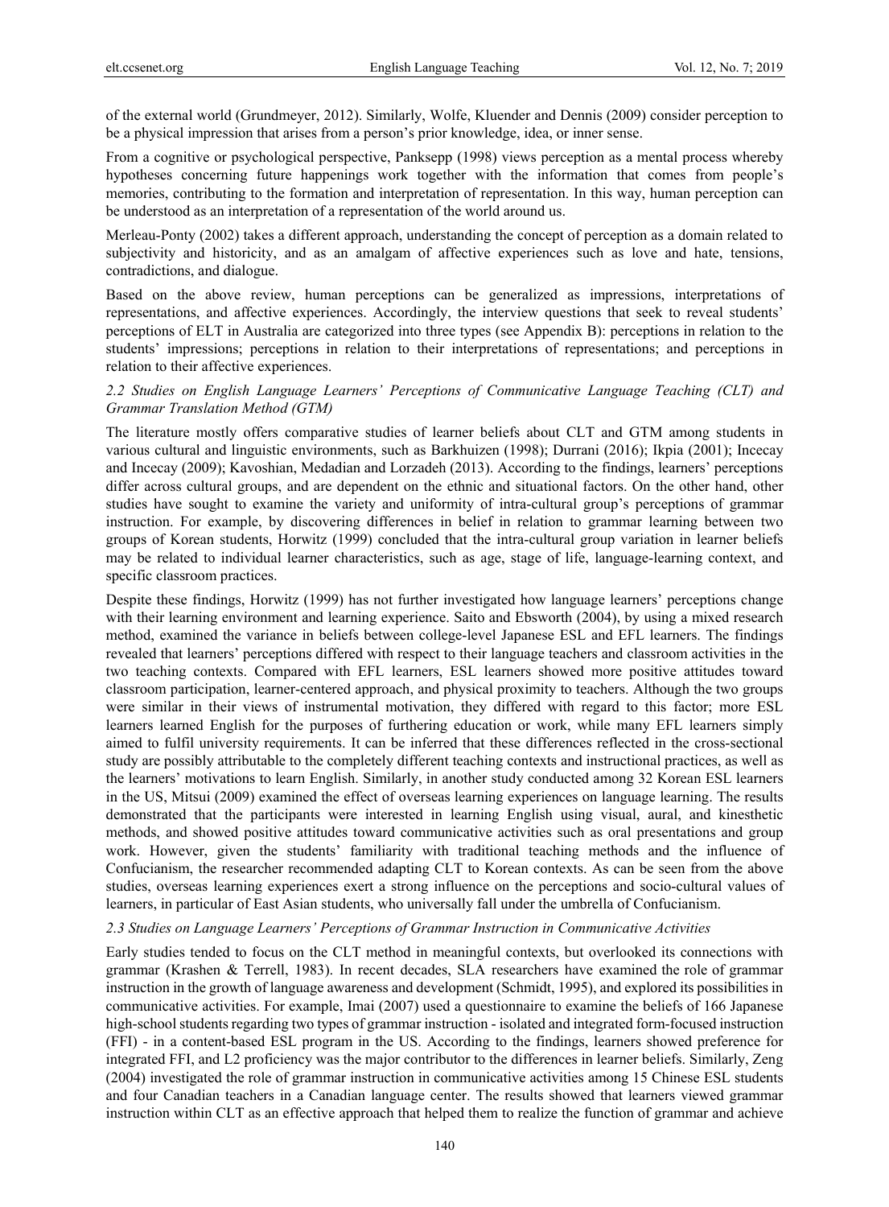of the external world (Grundmeyer, 2012). Similarly, Wolfe, Kluender and Dennis (2009) consider perception to be a physical impression that arises from a person's prior knowledge, idea, or inner sense.

From a cognitive or psychological perspective, Panksepp (1998) views perception as a mental process whereby hypotheses concerning future happenings work together with the information that comes from people's memories, contributing to the formation and interpretation of representation. In this way, human perception can be understood as an interpretation of a representation of the world around us.

Merleau-Ponty (2002) takes a different approach, understanding the concept of perception as a domain related to subjectivity and historicity, and as an amalgam of affective experiences such as love and hate, tensions, contradictions, and dialogue.

Based on the above review, human perceptions can be generalized as impressions, interpretations of representations, and affective experiences. Accordingly, the interview questions that seek to reveal students' perceptions of ELT in Australia are categorized into three types (see Appendix B): perceptions in relation to the students' impressions; perceptions in relation to their interpretations of representations; and perceptions in relation to their affective experiences.

### *2.2 Studies on English Language Learners' Perceptions of Communicative Language Teaching (CLT) and Grammar Translation Method (GTM)*

The literature mostly offers comparative studies of learner beliefs about CLT and GTM among students in various cultural and linguistic environments, such as Barkhuizen (1998); Durrani (2016); Ikpia (2001); Incecay and Incecay (2009); Kavoshian, Medadian and Lorzadeh (2013). According to the findings, learners' perceptions differ across cultural groups, and are dependent on the ethnic and situational factors. On the other hand, other studies have sought to examine the variety and uniformity of intra-cultural group's perceptions of grammar instruction. For example, by discovering differences in belief in relation to grammar learning between two groups of Korean students, Horwitz (1999) concluded that the intra-cultural group variation in learner beliefs may be related to individual learner characteristics, such as age, stage of life, language-learning context, and specific classroom practices.

Despite these findings, Horwitz (1999) has not further investigated how language learners' perceptions change with their learning environment and learning experience. Saito and Ebsworth (2004), by using a mixed research method, examined the variance in beliefs between college-level Japanese ESL and EFL learners. The findings revealed that learners' perceptions differed with respect to their language teachers and classroom activities in the two teaching contexts. Compared with EFL learners, ESL learners showed more positive attitudes toward classroom participation, learner-centered approach, and physical proximity to teachers. Although the two groups were similar in their views of instrumental motivation, they differed with regard to this factor; more ESL learners learned English for the purposes of furthering education or work, while many EFL learners simply aimed to fulfil university requirements. It can be inferred that these differences reflected in the cross-sectional study are possibly attributable to the completely different teaching contexts and instructional practices, as well as the learners' motivations to learn English. Similarly, in another study conducted among 32 Korean ESL learners in the US, Mitsui (2009) examined the effect of overseas learning experiences on language learning. The results demonstrated that the participants were interested in learning English using visual, aural, and kinesthetic methods, and showed positive attitudes toward communicative activities such as oral presentations and group work. However, given the students' familiarity with traditional teaching methods and the influence of Confucianism, the researcher recommended adapting CLT to Korean contexts. As can be seen from the above studies, overseas learning experiences exert a strong influence on the perceptions and socio-cultural values of learners, in particular of East Asian students, who universally fall under the umbrella of Confucianism.

### *2.3 Studies on Language Learners' Perceptions of Grammar Instruction in Communicative Activities*

Early studies tended to focus on the CLT method in meaningful contexts, but overlooked its connections with grammar (Krashen & Terrell, 1983). In recent decades, SLA researchers have examined the role of grammar instruction in the growth of language awareness and development (Schmidt, 1995), and explored its possibilities in communicative activities. For example, Imai (2007) used a questionnaire to examine the beliefs of 166 Japanese high-school students regarding two types of grammar instruction - isolated and integrated form-focused instruction (FFI) - in a content-based ESL program in the US. According to the findings, learners showed preference for integrated FFI, and L2 proficiency was the major contributor to the differences in learner beliefs. Similarly, Zeng (2004) investigated the role of grammar instruction in communicative activities among 15 Chinese ESL students and four Canadian teachers in a Canadian language center. The results showed that learners viewed grammar instruction within CLT as an effective approach that helped them to realize the function of grammar and achieve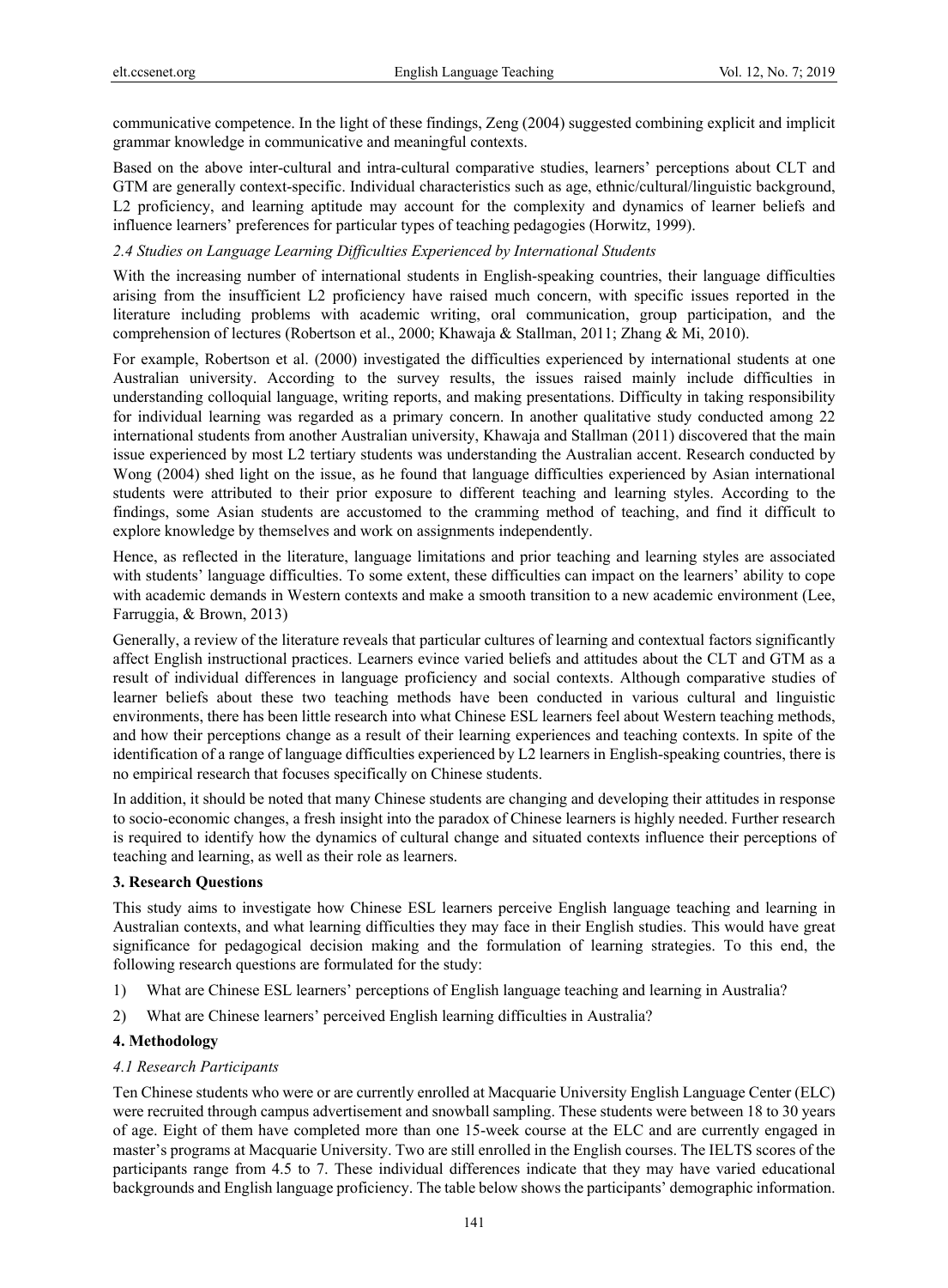communicative competence. In the light of these findings, Zeng (2004) suggested combining explicit and implicit grammar knowledge in communicative and meaningful contexts.

Based on the above inter-cultural and intra-cultural comparative studies, learners' perceptions about CLT and GTM are generally context-specific. Individual characteristics such as age, ethnic/cultural/linguistic background, L2 proficiency, and learning aptitude may account for the complexity and dynamics of learner beliefs and influence learners' preferences for particular types of teaching pedagogies (Horwitz, 1999).

### *2.4 Studies on Language Learning Difficulties Experienced by International Students*

With the increasing number of international students in English-speaking countries, their language difficulties arising from the insufficient L2 proficiency have raised much concern, with specific issues reported in the literature including problems with academic writing, oral communication, group participation, and the comprehension of lectures (Robertson et al., 2000; Khawaja & Stallman, 2011; Zhang & Mi, 2010).

For example, Robertson et al. (2000) investigated the difficulties experienced by international students at one Australian university. According to the survey results, the issues raised mainly include difficulties in understanding colloquial language, writing reports, and making presentations. Difficulty in taking responsibility for individual learning was regarded as a primary concern. In another qualitative study conducted among 22 international students from another Australian university, Khawaja and Stallman (2011) discovered that the main issue experienced by most L2 tertiary students was understanding the Australian accent. Research conducted by Wong (2004) shed light on the issue, as he found that language difficulties experienced by Asian international students were attributed to their prior exposure to different teaching and learning styles. According to the findings, some Asian students are accustomed to the cramming method of teaching, and find it difficult to explore knowledge by themselves and work on assignments independently.

Hence, as reflected in the literature, language limitations and prior teaching and learning styles are associated with students' language difficulties. To some extent, these difficulties can impact on the learners' ability to cope with academic demands in Western contexts and make a smooth transition to a new academic environment (Lee, Farruggia, & Brown, 2013)

Generally, a review of the literature reveals that particular cultures of learning and contextual factors significantly affect English instructional practices. Learners evince varied beliefs and attitudes about the CLT and GTM as a result of individual differences in language proficiency and social contexts. Although comparative studies of learner beliefs about these two teaching methods have been conducted in various cultural and linguistic environments, there has been little research into what Chinese ESL learners feel about Western teaching methods, and how their perceptions change as a result of their learning experiences and teaching contexts. In spite of the identification of a range of language difficulties experienced by L2 learners in English-speaking countries, there is no empirical research that focuses specifically on Chinese students.

In addition, it should be noted that many Chinese students are changing and developing their attitudes in response to socio-economic changes, a fresh insight into the paradox of Chinese learners is highly needed. Further research is required to identify how the dynamics of cultural change and situated contexts influence their perceptions of teaching and learning, as well as their role as learners.

## 3. Research Questions

This study aims to investigate how Chinese ESL learners perceive English language teaching and learning in Australian contexts, and what learning difficulties they may face in their English studies. This would have great significance for pedagogical decision making and the formulation of learning strategies. To this end, the following research questions are formulated for the study:

1) What are Chinese ESL learners' perceptions of English language teaching and learning in Australia?

2) What are Chinese learners' perceived English learning difficulties in Australia?

## 4. Methodology

### *4.1 Research Participants*

Ten Chinese students who were or are currently enrolled at Macquarie University English Language Center (ELC) were recruited through campus advertisement and snowball sampling. These students were between 18 to 30 years of age. Eight of them have completed more than one 15-week course at the ELC and are currently engaged in master's programs at Macquarie University. Two are still enrolled in the English courses. The IELTS scores of the participants range from 4.5 to 7. These individual differences indicate that they may have varied educational backgrounds and English language proficiency. The table below shows the participants' demographic information.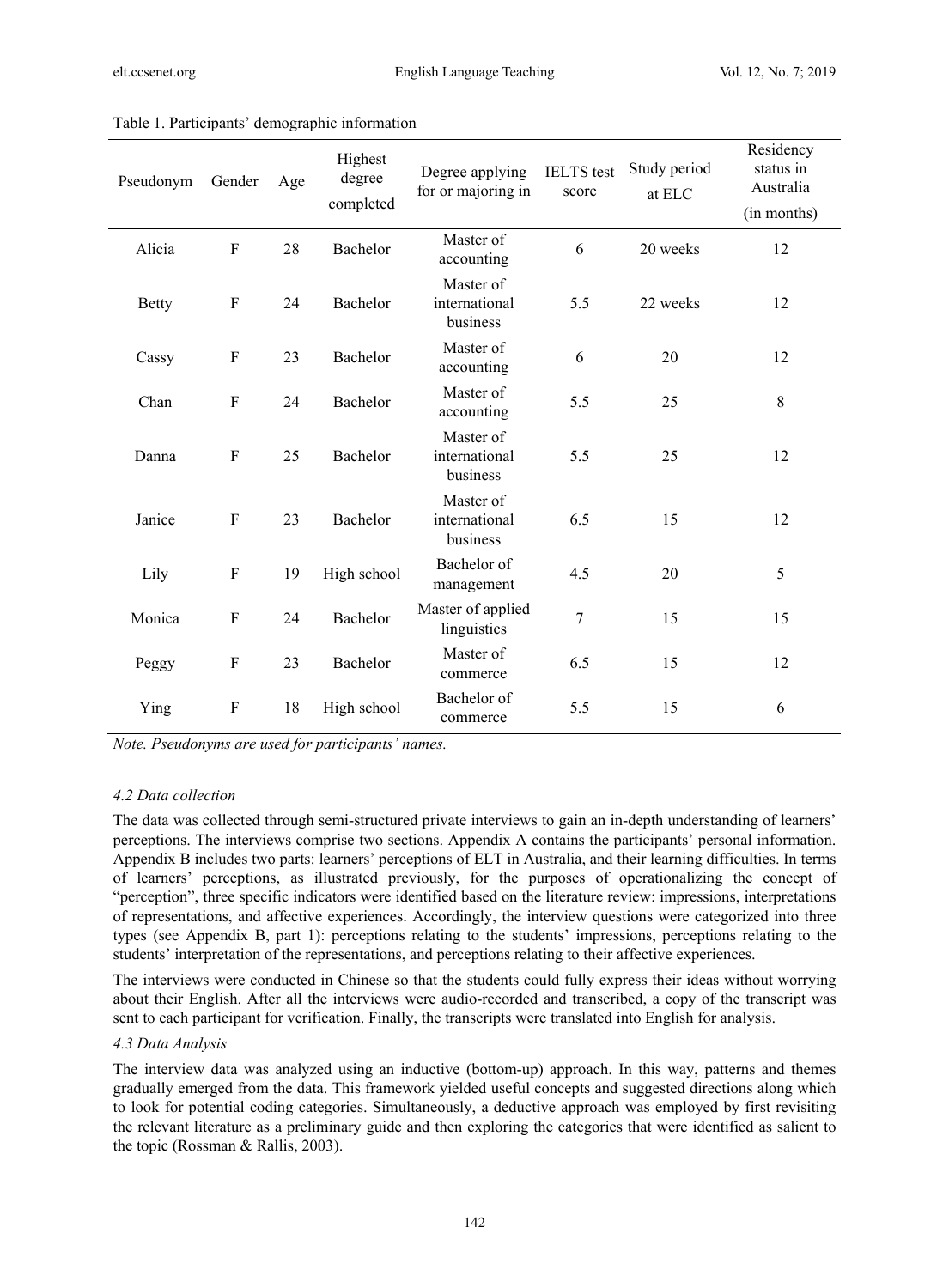Table 1. Participants' demographic information

| Pseudonym | Gender | Age | Highest degree completed | Degree applying for or majoring in | IELTS test score | Study period at ELC | Residency status in Australia (in months) |
|---|---|---|---|---|---|---|---|
| Alicia | F | 28 | Bachelor | Master of accounting | 6 | 20 weeks | 12 |
| Betty | F | 24 | Bachelor | Master of international business | 5.5 | 22 weeks | 12 |
| Cassy | F | 23 | Bachelor | Master of accounting | 6 | 20 | 12 |
| Chan | F | 24 | Bachelor | Master of accounting | 5.5 | 25 | 8 |
| Danna | F | 25 | Bachelor | Master of international business | 5.5 | 25 | 12 |
| Janice | F | 23 | Bachelor | Master of international business | 6.5 | 15 | 12 |
| Lily | F | 19 | High school | Bachelor of management | 4.5 | 20 | 5 |
| Monica | F | 24 | Bachelor | Master of applied linguistics | 7 | 15 | 15 |
| Peggy | F | 23 | Bachelor | Master of commerce | 6.5 | 15 | 12 |
| Ying | F | 18 | High school | Bachelor of commerce | 5.5 | 15 | 6 |

*Note. Pseudonyms are used for participants' names.*

### *4.2 Data collection*

The data was collected through semi-structured private interviews to gain an in-depth understanding of learners' perceptions. The interviews comprise two sections. Appendix A contains the participants' personal information. Appendix B includes two parts: learners' perceptions of ELT in Australia, and their learning difficulties. In terms of learners' perceptions, as illustrated previously, for the purposes of operationalizing the concept of "perception", three specific indicators were identified based on the literature review: impressions, interpretations of representations, and affective experiences. Accordingly, the interview questions were categorized into three types (see Appendix B, part 1): perceptions relating to the students' impressions, perceptions relating to the students' interpretation of the representations, and perceptions relating to their affective experiences.

The interviews were conducted in Chinese so that the students could fully express their ideas without worrying about their English. After all the interviews were audio-recorded and transcribed, a copy of the transcript was sent to each participant for verification. Finally, the transcripts were translated into English for analysis.

### *4.3 Data Analysis*

The interview data was analyzed using an inductive (bottom-up) approach. In this way, patterns and themes gradually emerged from the data. This framework yielded useful concepts and suggested directions along which to look for potential coding categories. Simultaneously, a deductive approach was employed by first revisiting the relevant literature as a preliminary guide and then exploring the categories that were identified as salient to the topic (Rossman & Rallis, 2003).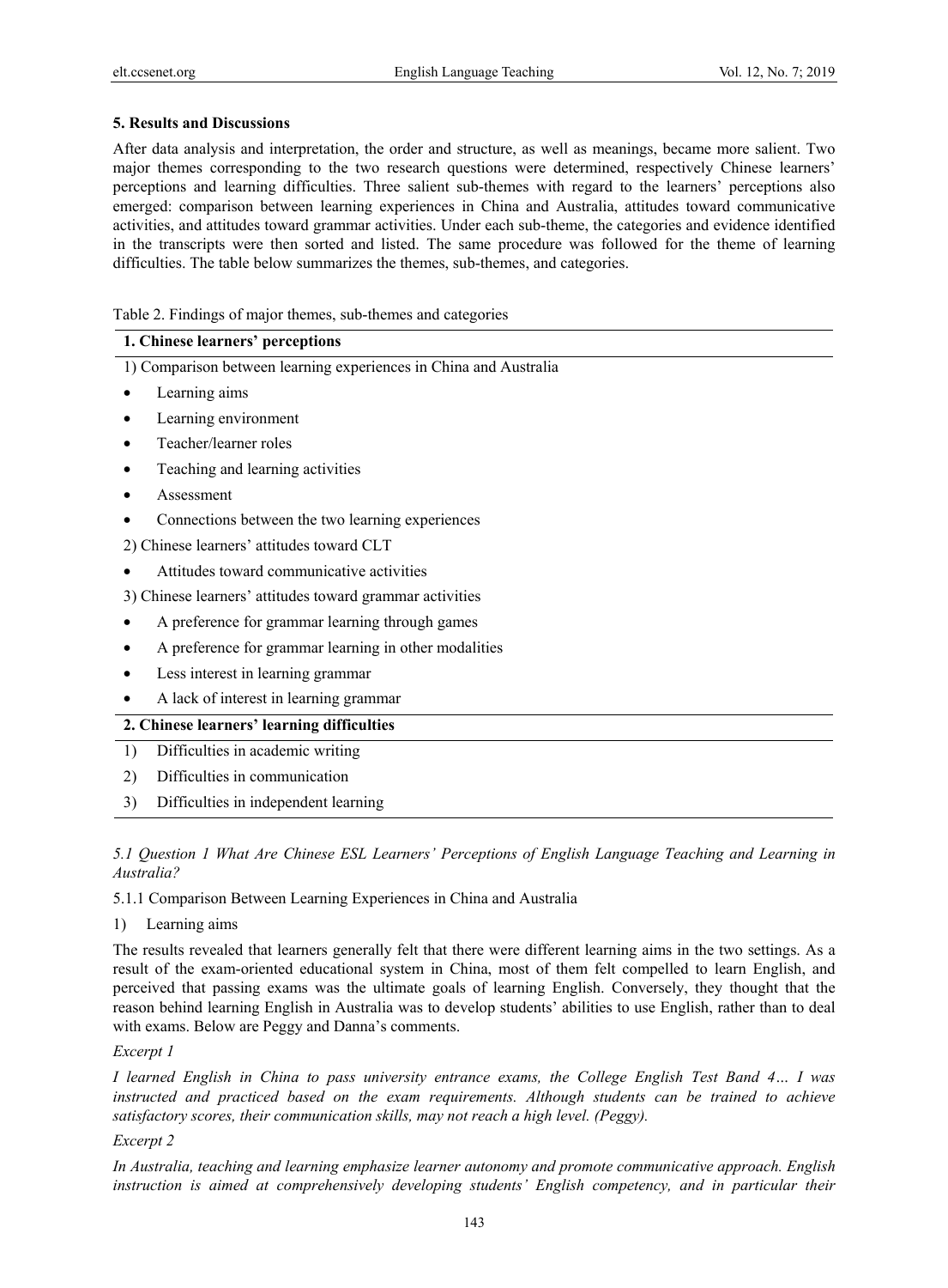## 5. Results and Discussions

After data analysis and interpretation, the order and structure, as well as meanings, became more salient. Two major themes corresponding to the two research questions were determined, respectively Chinese learners' perceptions and learning difficulties. Three salient sub-themes with regard to the learners' perceptions also emerged: comparison between learning experiences in China and Australia, attitudes toward communicative activities, and attitudes toward grammar activities. Under each sub-theme, the categories and evidence identified in the transcripts were then sorted and listed. The same procedure was followed for the theme of learning difficulties. The table below summarizes the themes, sub-themes, and categories.

Table 2. Findings of major themes, sub-themes and categories

| **1. Chinese learners' perceptions** |
|---|
| 1) Comparison between learning experiences in China and Australia |
| • Learning aims |
| • Learning environment |
| • Teacher/learner roles |
| • Teaching and learning activities |
| • Assessment |
| • Connections between the two learning experiences |
| 2) Chinese learners' attitudes toward CLT |
| • Attitudes toward communicative activities |
| 3) Chinese learners' attitudes toward grammar activities |
| • A preference for grammar learning through games |
| • A preference for grammar learning in other modalities |
| • Less interest in learning grammar |
| • A lack of interest in learning grammar |
| **2. Chinese learners' learning difficulties** |
| 1) Difficulties in academic writing |
| 2) Difficulties in communication |
| 3) Difficulties in independent learning |

### *5.1 Question 1 What Are Chinese ESL Learners' Perceptions of English Language Teaching and Learning in Australia?*

#### 5.1.1 Comparison Between Learning Experiences in China and Australia

1) Learning aims

The results revealed that learners generally felt that there were different learning aims in the two settings. As a result of the exam-oriented educational system in China, most of them felt compelled to learn English, and perceived that passing exams was the ultimate goals of learning English. Conversely, they thought that the reason behind learning English in Australia was to develop students' abilities to use English, rather than to deal with exams. Below are Peggy and Danna's comments.

*Excerpt 1*

*I learned English in China to pass university entrance exams, the College English Test Band 4… I was instructed and practiced based on the exam requirements. Although students can be trained to achieve satisfactory scores, their communication skills, may not reach a high level. (Peggy).*

*Excerpt 2*

*In Australia, teaching and learning emphasize learner autonomy and promote communicative approach. English instruction is aimed at comprehensively developing students' English competency, and in particular their*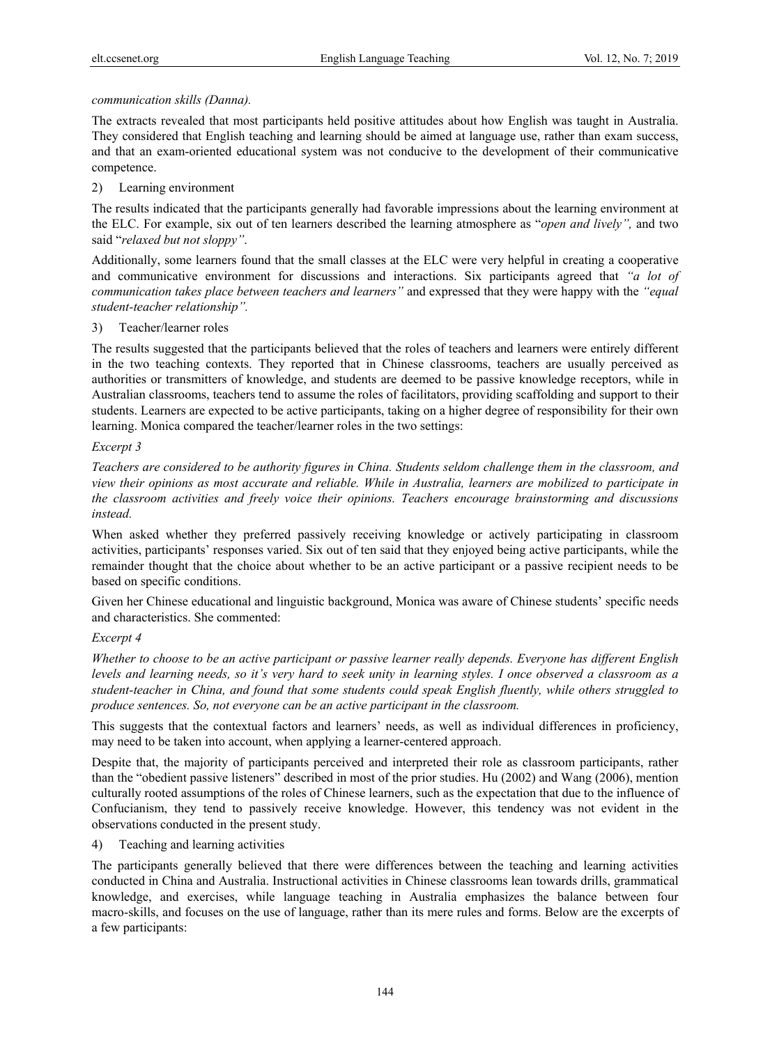*communication skills (Danna).*

The extracts revealed that most participants held positive attitudes about how English was taught in Australia. They considered that English teaching and learning should be aimed at language use, rather than exam success, and that an exam-oriented educational system was not conducive to the development of their communicative competence.

2) Learning environment

The results indicated that the participants generally had favorable impressions about the learning environment at the ELC. For example, six out of ten learners described the learning atmosphere as "*open and lively",* and two said "*relaxed but not sloppy"*.

Additionally, some learners found that the small classes at the ELC were very helpful in creating a cooperative and communicative environment for discussions and interactions. Six participants agreed that *"a lot of communication takes place between teachers and learners"* and expressed that they were happy with the *"equal student-teacher relationship".*

3) Teacher/learner roles

The results suggested that the participants believed that the roles of teachers and learners were entirely different in the two teaching contexts. They reported that in Chinese classrooms, teachers are usually perceived as authorities or transmitters of knowledge, and students are deemed to be passive knowledge receptors, while in Australian classrooms, teachers tend to assume the roles of facilitators, providing scaffolding and support to their students. Learners are expected to be active participants, taking on a higher degree of responsibility for their own learning. Monica compared the teacher/learner roles in the two settings:

*Excerpt 3*

*Teachers are considered to be authority figures in China. Students seldom challenge them in the classroom, and view their opinions as most accurate and reliable. While in Australia, learners are mobilized to participate in the classroom activities and freely voice their opinions. Teachers encourage brainstorming and discussions instead.*

When asked whether they preferred passively receiving knowledge or actively participating in classroom activities, participants' responses varied. Six out of ten said that they enjoyed being active participants, while the remainder thought that the choice about whether to be an active participant or a passive recipient needs to be based on specific conditions.

Given her Chinese educational and linguistic background, Monica was aware of Chinese students' specific needs and characteristics. She commented:

*Excerpt 4*

*Whether to choose to be an active participant or passive learner really depends. Everyone has different English levels and learning needs, so it's very hard to seek unity in learning styles. I once observed a classroom as a student-teacher in China, and found that some students could speak English fluently, while others struggled to produce sentences. So, not everyone can be an active participant in the classroom.*

This suggests that the contextual factors and learners' needs, as well as individual differences in proficiency, may need to be taken into account, when applying a learner-centered approach.

Despite that, the majority of participants perceived and interpreted their role as classroom participants, rather than the "obedient passive listeners" described in most of the prior studies. Hu (2002) and Wang (2006), mention culturally rooted assumptions of the roles of Chinese learners, such as the expectation that due to the influence of Confucianism, they tend to passively receive knowledge. However, this tendency was not evident in the observations conducted in the present study.

4) Teaching and learning activities

The participants generally believed that there were differences between the teaching and learning activities conducted in China and Australia. Instructional activities in Chinese classrooms lean towards drills, grammatical knowledge, and exercises, while language teaching in Australia emphasizes the balance between four macro-skills, and focuses on the use of language, rather than its mere rules and forms. Below are the excerpts of a few participants: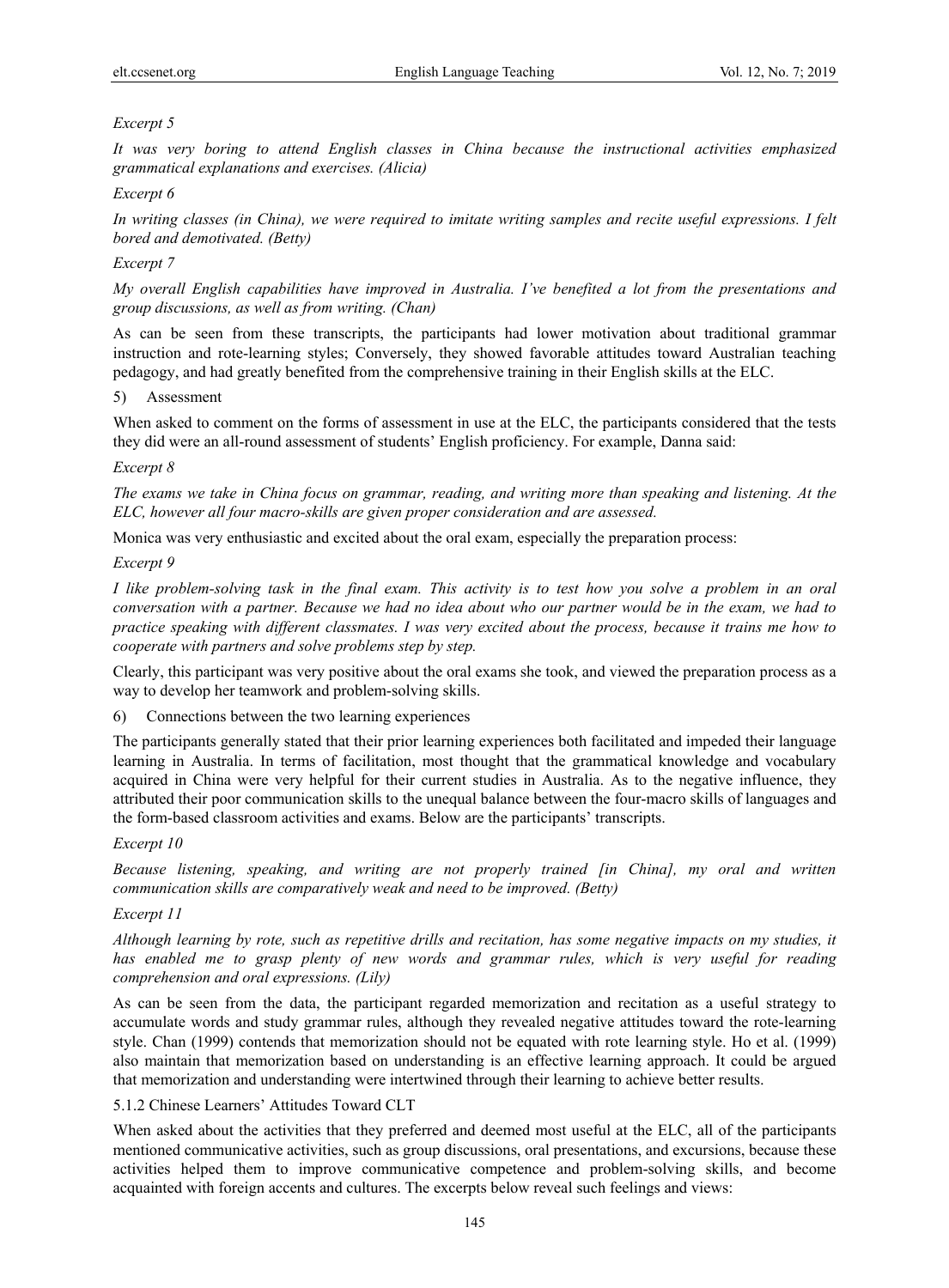*Excerpt 5*

*It was very boring to attend English classes in China because the instructional activities emphasized grammatical explanations and exercises. (Alicia)*

*Excerpt 6*

*In writing classes (in China), we were required to imitate writing samples and recite useful expressions. I felt bored and demotivated. (Betty)*

*Excerpt 7*

*My overall English capabilities have improved in Australia. I've benefited a lot from the presentations and group discussions, as well as from writing. (Chan)*

As can be seen from these transcripts, the participants had lower motivation about traditional grammar instruction and rote-learning styles; Conversely, they showed favorable attitudes toward Australian teaching pedagogy, and had greatly benefited from the comprehensive training in their English skills at the ELC.

5) Assessment

When asked to comment on the forms of assessment in use at the ELC, the participants considered that the tests they did were an all-round assessment of students' English proficiency. For example, Danna said:

*Excerpt 8*

*The exams we take in China focus on grammar, reading, and writing more than speaking and listening. At the ELC, however all four macro-skills are given proper consideration and are assessed.*

Monica was very enthusiastic and excited about the oral exam, especially the preparation process:

*Excerpt 9*

*I like problem-solving task in the final exam. This activity is to test how you solve a problem in an oral conversation with a partner. Because we had no idea about who our partner would be in the exam, we had to practice speaking with different classmates. I was very excited about the process, because it trains me how to cooperate with partners and solve problems step by step.*

Clearly, this participant was very positive about the oral exams she took, and viewed the preparation process as a way to develop her teamwork and problem-solving skills.

6) Connections between the two learning experiences

The participants generally stated that their prior learning experiences both facilitated and impeded their language learning in Australia. In terms of facilitation, most thought that the grammatical knowledge and vocabulary acquired in China were very helpful for their current studies in Australia. As to the negative influence, they attributed their poor communication skills to the unequal balance between the four-macro skills of languages and the form-based classroom activities and exams. Below are the participants' transcripts.

*Excerpt 10*

*Because listening, speaking, and writing are not properly trained [in China], my oral and written communication skills are comparatively weak and need to be improved. (Betty)*

*Excerpt 11*

*Although learning by rote, such as repetitive drills and recitation, has some negative impacts on my studies, it has enabled me to grasp plenty of new words and grammar rules, which is very useful for reading comprehension and oral expressions. (Lily)*

As can be seen from the data, the participant regarded memorization and recitation as a useful strategy to accumulate words and study grammar rules, although they revealed negative attitudes toward the rote-learning style. Chan (1999) contends that memorization should not be equated with rote learning style. Ho et al. (1999) also maintain that memorization based on understanding is an effective learning approach. It could be argued that memorization and understanding were intertwined through their learning to achieve better results.

### 5.1.2 Chinese Learners' Attitudes Toward CLT

When asked about the activities that they preferred and deemed most useful at the ELC, all of the participants mentioned communicative activities, such as group discussions, oral presentations, and excursions, because these activities helped them to improve communicative competence and problem-solving skills, and become acquainted with foreign accents and cultures. The excerpts below reveal such feelings and views: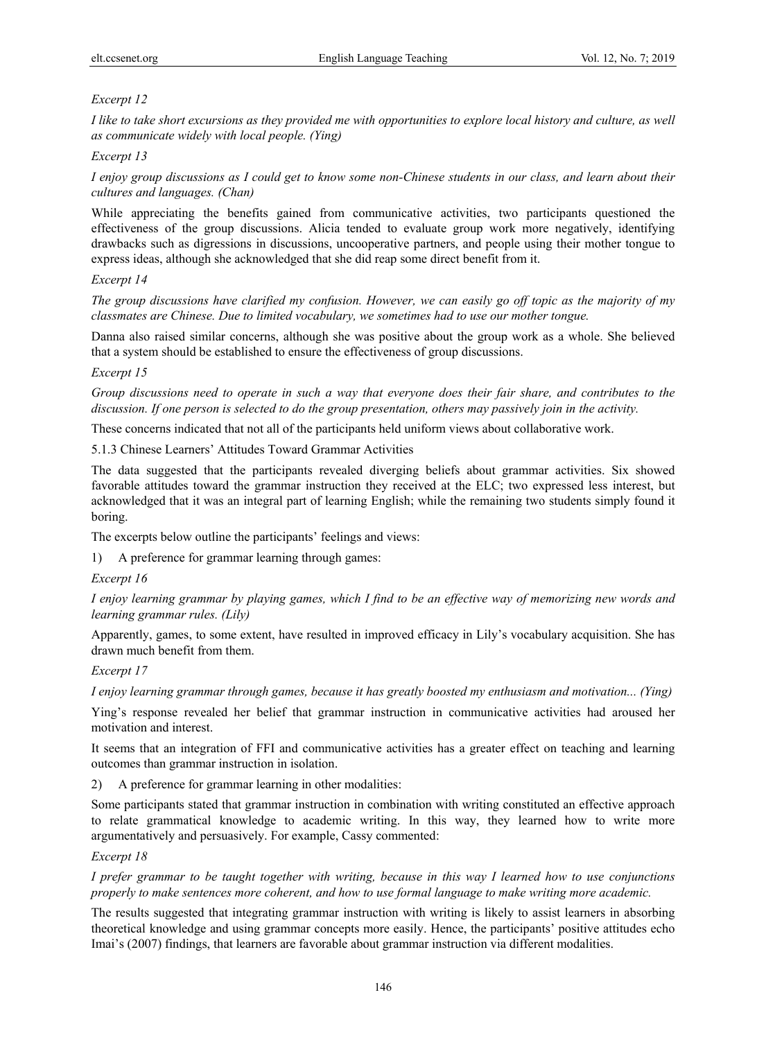*Excerpt 12*

*I like to take short excursions as they provided me with opportunities to explore local history and culture, as well as communicate widely with local people. (Ying)*

*Excerpt 13*

*I enjoy group discussions as I could get to know some non-Chinese students in our class, and learn about their cultures and languages. (Chan)*

While appreciating the benefits gained from communicative activities, two participants questioned the effectiveness of the group discussions. Alicia tended to evaluate group work more negatively, identifying drawbacks such as digressions in discussions, uncooperative partners, and people using their mother tongue to express ideas, although she acknowledged that she did reap some direct benefit from it.

*Excerpt 14*

*The group discussions have clarified my confusion. However, we can easily go off topic as the majority of my classmates are Chinese. Due to limited vocabulary, we sometimes had to use our mother tongue.*

Danna also raised similar concerns, although she was positive about the group work as a whole. She believed that a system should be established to ensure the effectiveness of group discussions.

*Excerpt 15*

*Group discussions need to operate in such a way that everyone does their fair share, and contributes to the discussion. If one person is selected to do the group presentation, others may passively join in the activity.*

These concerns indicated that not all of the participants held uniform views about collaborative work.

#### 5.1.3 Chinese Learners' Attitudes Toward Grammar Activities

The data suggested that the participants revealed diverging beliefs about grammar activities. Six showed favorable attitudes toward the grammar instruction they received at the ELC; two expressed less interest, but acknowledged that it was an integral part of learning English; while the remaining two students simply found it boring.

The excerpts below outline the participants' feelings and views:

1) A preference for grammar learning through games:

*Excerpt 16*

*I enjoy learning grammar by playing games, which I find to be an effective way of memorizing new words and learning grammar rules. (Lily)*

Apparently, games, to some extent, have resulted in improved efficacy in Lily's vocabulary acquisition. She has drawn much benefit from them.

*Excerpt 17*

*I enjoy learning grammar through games, because it has greatly boosted my enthusiasm and motivation... (Ying)*

Ying's response revealed her belief that grammar instruction in communicative activities had aroused her motivation and interest.

It seems that an integration of FFI and communicative activities has a greater effect on teaching and learning outcomes than grammar instruction in isolation.

2) A preference for grammar learning in other modalities:

Some participants stated that grammar instruction in combination with writing constituted an effective approach to relate grammatical knowledge to academic writing. In this way, they learned how to write more argumentatively and persuasively. For example, Cassy commented:

*Excerpt 18*

*I prefer grammar to be taught together with writing, because in this way I learned how to use conjunctions properly to make sentences more coherent, and how to use formal language to make writing more academic.*

The results suggested that integrating grammar instruction with writing is likely to assist learners in absorbing theoretical knowledge and using grammar concepts more easily. Hence, the participants' positive attitudes echo Imai's (2007) findings, that learners are favorable about grammar instruction via different modalities.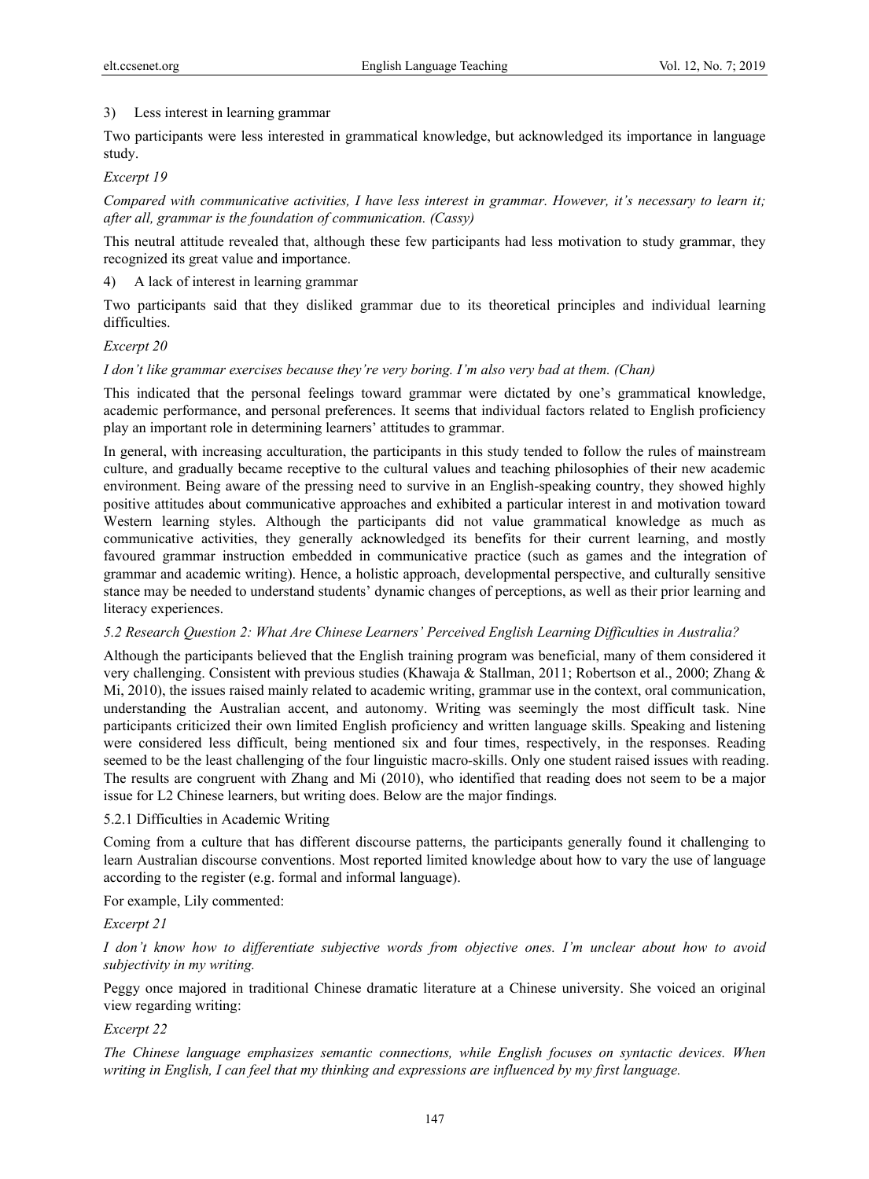3) Less interest in learning grammar

Two participants were less interested in grammatical knowledge, but acknowledged its importance in language study.

*Excerpt 19*

*Compared with communicative activities, I have less interest in grammar. However, it's necessary to learn it; after all, grammar is the foundation of communication. (Cassy)*

This neutral attitude revealed that, although these few participants had less motivation to study grammar, they recognized its great value and importance.

4) A lack of interest in learning grammar

Two participants said that they disliked grammar due to its theoretical principles and individual learning difficulties.

*Excerpt 20*

*I don't like grammar exercises because they're very boring. I'm also very bad at them. (Chan)*

This indicated that the personal feelings toward grammar were dictated by one's grammatical knowledge, academic performance, and personal preferences. It seems that individual factors related to English proficiency play an important role in determining learners' attitudes to grammar.

In general, with increasing acculturation, the participants in this study tended to follow the rules of mainstream culture, and gradually became receptive to the cultural values and teaching philosophies of their new academic environment. Being aware of the pressing need to survive in an English-speaking country, they showed highly positive attitudes about communicative approaches and exhibited a particular interest in and motivation toward Western learning styles. Although the participants did not value grammatical knowledge as much as communicative activities, they generally acknowledged its benefits for their current learning, and mostly favoured grammar instruction embedded in communicative practice (such as games and the integration of grammar and academic writing). Hence, a holistic approach, developmental perspective, and culturally sensitive stance may be needed to understand students' dynamic changes of perceptions, as well as their prior learning and literacy experiences.

### *5.2 Research Question 2: What Are Chinese Learners' Perceived English Learning Difficulties in Australia?*

Although the participants believed that the English training program was beneficial, many of them considered it very challenging. Consistent with previous studies (Khawaja & Stallman, 2011; Robertson et al., 2000; Zhang & Mi, 2010), the issues raised mainly related to academic writing, grammar use in the context, oral communication, understanding the Australian accent, and autonomy. Writing was seemingly the most difficult task. Nine participants criticized their own limited English proficiency and written language skills. Speaking and listening were considered less difficult, being mentioned six and four times, respectively, in the responses. Reading seemed to be the least challenging of the four linguistic macro-skills. Only one student raised issues with reading. The results are congruent with Zhang and Mi (2010), who identified that reading does not seem to be a major issue for L2 Chinese learners, but writing does. Below are the major findings.

#### 5.2.1 Difficulties in Academic Writing

Coming from a culture that has different discourse patterns, the participants generally found it challenging to learn Australian discourse conventions. Most reported limited knowledge about how to vary the use of language according to the register (e.g. formal and informal language).

For example, Lily commented:

*Excerpt 21*

*I don't know how to differentiate subjective words from objective ones. I'm unclear about how to avoid subjectivity in my writing.*

Peggy once majored in traditional Chinese dramatic literature at a Chinese university. She voiced an original view regarding writing:

*Excerpt 22*

*The Chinese language emphasizes semantic connections, while English focuses on syntactic devices. When writing in English, I can feel that my thinking and expressions are influenced by my first language.*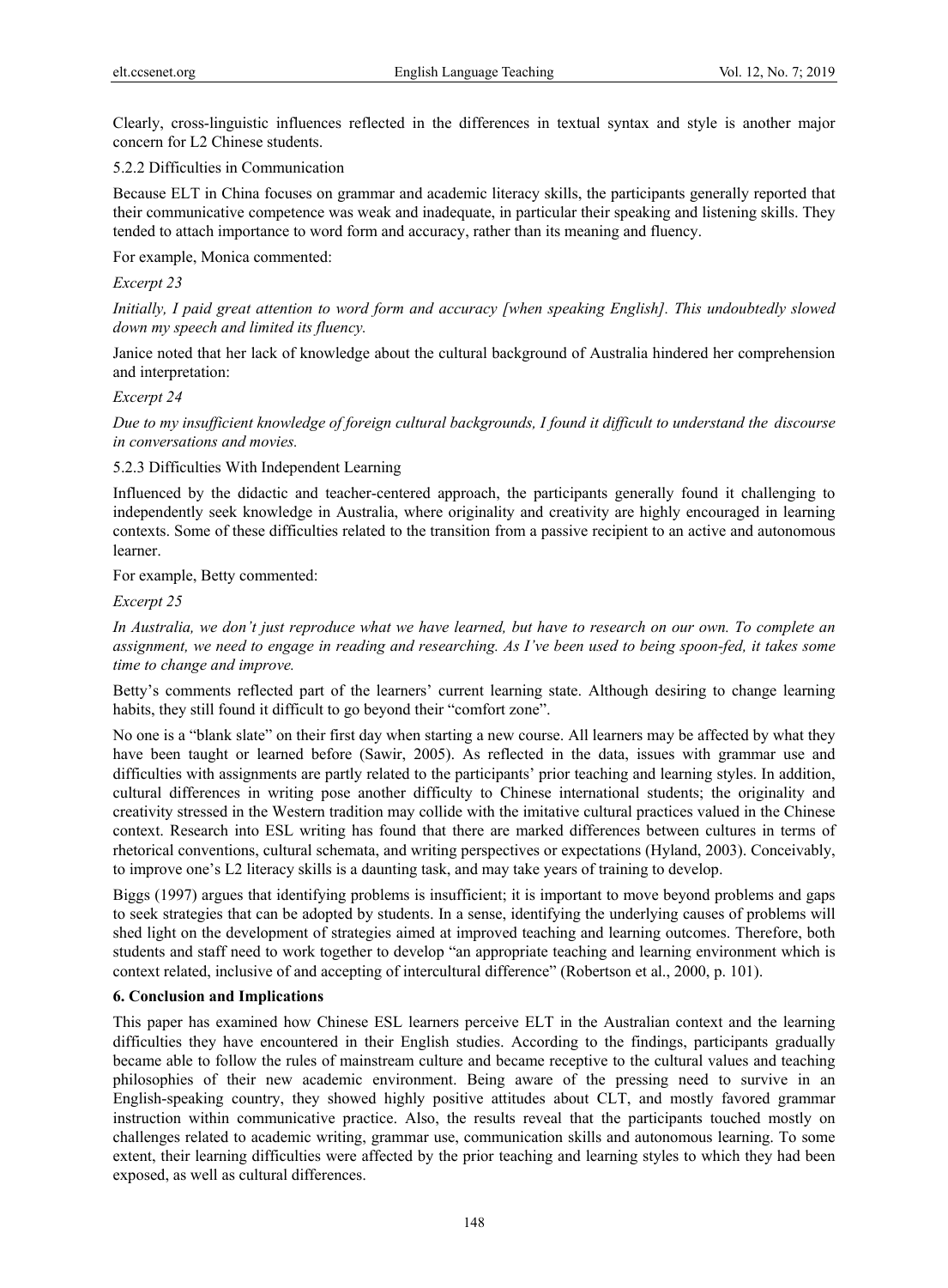Clearly, cross-linguistic influences reflected in the differences in textual syntax and style is another major concern for L2 Chinese students.

#### 5.2.2 Difficulties in Communication

Because ELT in China focuses on grammar and academic literacy skills, the participants generally reported that their communicative competence was weak and inadequate, in particular their speaking and listening skills. They tended to attach importance to word form and accuracy, rather than its meaning and fluency.

For example, Monica commented:

*Excerpt 23*

*Initially, I paid great attention to word form and accuracy [when speaking English]. This undoubtedly slowed down my speech and limited its fluency.*

Janice noted that her lack of knowledge about the cultural background of Australia hindered her comprehension and interpretation:

*Excerpt 24*

*Due to my insufficient knowledge of foreign cultural backgrounds, I found it difficult to understand the discourse in conversations and movies.*

#### 5.2.3 Difficulties With Independent Learning

Influenced by the didactic and teacher-centered approach, the participants generally found it challenging to independently seek knowledge in Australia, where originality and creativity are highly encouraged in learning contexts. Some of these difficulties related to the transition from a passive recipient to an active and autonomous learner.

For example, Betty commented:

*Excerpt 25*

*In Australia, we don't just reproduce what we have learned, but have to research on our own. To complete an assignment, we need to engage in reading and researching. As I've been used to being spoon-fed, it takes some time to change and improve.*

Betty's comments reflected part of the learners' current learning state. Although desiring to change learning habits, they still found it difficult to go beyond their "comfort zone".

No one is a "blank slate" on their first day when starting a new course. All learners may be affected by what they have been taught or learned before (Sawir, 2005). As reflected in the data, issues with grammar use and difficulties with assignments are partly related to the participants' prior teaching and learning styles. In addition, cultural differences in writing pose another difficulty to Chinese international students; the originality and creativity stressed in the Western tradition may collide with the imitative cultural practices valued in the Chinese context. Research into ESL writing has found that there are marked differences between cultures in terms of rhetorical conventions, cultural schemata, and writing perspectives or expectations (Hyland, 2003). Conceivably, to improve one's L2 literacy skills is a daunting task, and may take years of training to develop.

Biggs (1997) argues that identifying problems is insufficient; it is important to move beyond problems and gaps to seek strategies that can be adopted by students. In a sense, identifying the underlying causes of problems will shed light on the development of strategies aimed at improved teaching and learning outcomes. Therefore, both students and staff need to work together to develop "an appropriate teaching and learning environment which is context related, inclusive of and accepting of intercultural difference" (Robertson et al., 2000, p. 101).

## 6. Conclusion and Implications

This paper has examined how Chinese ESL learners perceive ELT in the Australian context and the learning difficulties they have encountered in their English studies. According to the findings, participants gradually became able to follow the rules of mainstream culture and became receptive to the cultural values and teaching philosophies of their new academic environment. Being aware of the pressing need to survive in an English-speaking country, they showed highly positive attitudes about CLT, and mostly favored grammar instruction within communicative practice. Also, the results reveal that the participants touched mostly on challenges related to academic writing, grammar use, communication skills and autonomous learning. To some extent, their learning difficulties were affected by the prior teaching and learning styles to which they had been exposed, as well as cultural differences.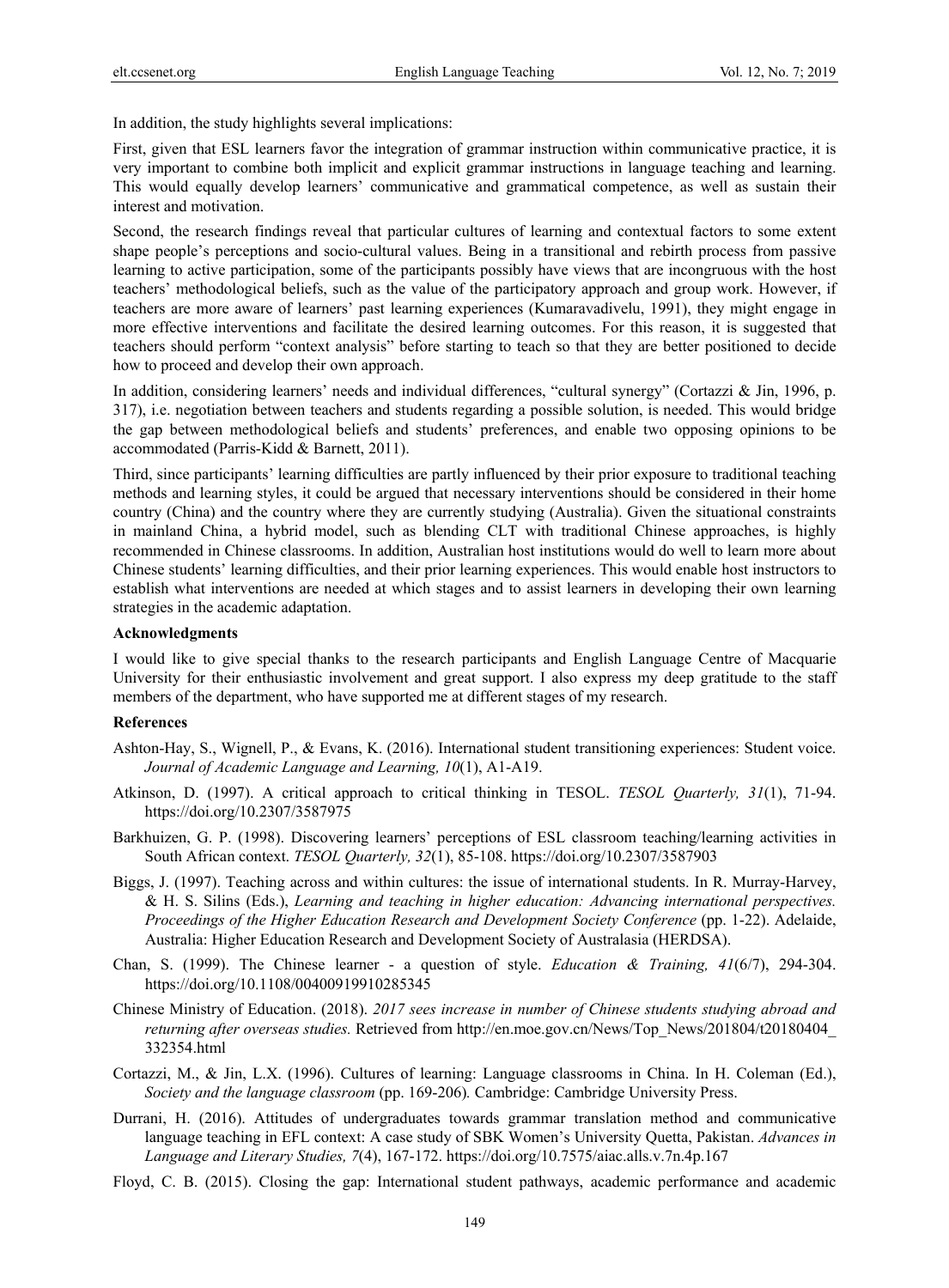In addition, the study highlights several implications:

First, given that ESL learners favor the integration of grammar instruction within communicative practice, it is very important to combine both implicit and explicit grammar instructions in language teaching and learning. This would equally develop learners' communicative and grammatical competence, as well as sustain their interest and motivation.

Second, the research findings reveal that particular cultures of learning and contextual factors to some extent shape people's perceptions and socio-cultural values. Being in a transitional and rebirth process from passive learning to active participation, some of the participants possibly have views that are incongruous with the host teachers' methodological beliefs, such as the value of the participatory approach and group work. However, if teachers are more aware of learners' past learning experiences (Kumaravadivelu, 1991), they might engage in more effective interventions and facilitate the desired learning outcomes. For this reason, it is suggested that teachers should perform "context analysis" before starting to teach so that they are better positioned to decide how to proceed and develop their own approach.

In addition, considering learners' needs and individual differences, "cultural synergy" (Cortazzi & Jin, 1996, p. 317), i.e. negotiation between teachers and students regarding a possible solution, is needed. This would bridge the gap between methodological beliefs and students' preferences, and enable two opposing opinions to be accommodated (Parris-Kidd & Barnett, 2011).

Third, since participants' learning difficulties are partly influenced by their prior exposure to traditional teaching methods and learning styles, it could be argued that necessary interventions should be considered in their home country (China) and the country where they are currently studying (Australia). Given the situational constraints in mainland China, a hybrid model, such as blending CLT with traditional Chinese approaches, is highly recommended in Chinese classrooms. In addition, Australian host institutions would do well to learn more about Chinese students' learning difficulties, and their prior learning experiences. This would enable host instructors to establish what interventions are needed at which stages and to assist learners in developing their own learning strategies in the academic adaptation.

### Acknowledgments

I would like to give special thanks to the research participants and English Language Centre of Macquarie University for their enthusiastic involvement and great support. I also express my deep gratitude to the staff members of the department, who have supported me at different stages of my research.

### References

Ashton-Hay, S., Wignell, P., & Evans, K. (2016). International student transitioning experiences: Student voice. *Journal of Academic Language and Learning, 10*(1), A1-A19.

Atkinson, D. (1997). A critical approach to critical thinking in TESOL. *TESOL Quarterly, 31*(1), 71-94. https://doi.org/10.2307/3587975

Barkhuizen, G. P. (1998). Discovering learners' perceptions of ESL classroom teaching/learning activities in South African context. *TESOL Quarterly, 32*(1), 85-108. https://doi.org/10.2307/3587903

Biggs, J. (1997). Teaching across and within cultures: the issue of international students. In R. Murray-Harvey, & H. S. Silins (Eds.), *Learning and teaching in higher education: Advancing international perspectives. Proceedings of the Higher Education Research and Development Society Conference* (pp. 1-22). Adelaide, Australia: Higher Education Research and Development Society of Australasia (HERDSA).

Chan, S. (1999). The Chinese learner - a question of style. *Education & Training, 41*(6/7), 294-304. https://doi.org/10.1108/00400919910285345

Chinese Ministry of Education. (2018). *2017 sees increase in number of Chinese students studying abroad and returning after overseas studies.* Retrieved from http://en.moe.gov.cn/News/Top_News/201804/t20180404_332354.html

Cortazzi, M., & Jin, L.X. (1996). Cultures of learning: Language classrooms in China. In H. Coleman (Ed.), *Society and the language classroom* (pp. 169-206). Cambridge: Cambridge University Press.

Durrani, H. (2016). Attitudes of undergraduates towards grammar translation method and communicative language teaching in EFL context: A case study of SBK Women's University Quetta, Pakistan. *Advances in Language and Literary Studies, 7*(4), 167-172. https://doi.org/10.7575/aiac.alls.v.7n.4p.167

Floyd, C. B. (2015). Closing the gap: International student pathways, academic performance and academic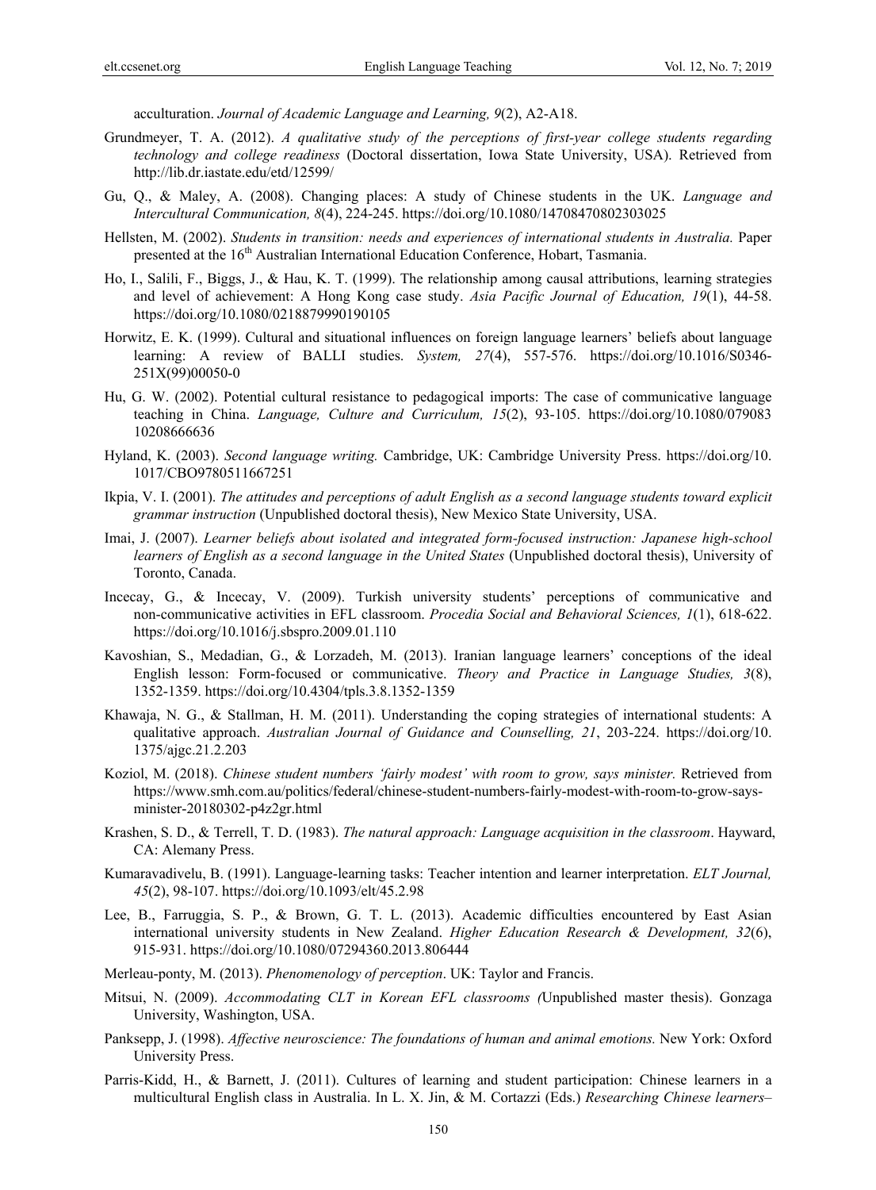acculturation. *Journal of Academic Language and Learning, 9*(2), A2-A18.

Grundmeyer, T. A. (2012). *A qualitative study of the perceptions of first-year college students regarding technology and college readiness* (Doctoral dissertation, Iowa State University, USA). Retrieved from http://lib.dr.iastate.edu/etd/12599/

Gu, Q., & Maley, A. (2008). Changing places: A study of Chinese students in the UK. *Language and Intercultural Communication, 8*(4), 224-245. https://doi.org/10.1080/14708470802303025

Hellsten, M. (2002). *Students in transition: needs and experiences of international students in Australia.* Paper presented at the 16th Australian International Education Conference, Hobart, Tasmania.

Ho, I., Salili, F., Biggs, J., & Hau, K. T. (1999). The relationship among causal attributions, learning strategies and level of achievement: A Hong Kong case study. *Asia Pacific Journal of Education, 19*(1), 44-58. https://doi.org/10.1080/0218879990190105

Horwitz, E. K. (1999). Cultural and situational influences on foreign language learners' beliefs about language learning: A review of BALLI studies. *System, 27*(4), 557-576. https://doi.org/10.1016/S0346-251X(99)00050-0

Hu, G. W. (2002). Potential cultural resistance to pedagogical imports: The case of communicative language teaching in China. *Language, Culture and Curriculum, 15*(2), 93-105. https://doi.org/10.1080/07908310208666636

Hyland, K. (2003). *Second language writing.* Cambridge, UK: Cambridge University Press. https://doi.org/10.1017/CBO9780511667251

Ikpia, V. I. (2001). *The attitudes and perceptions of adult English as a second language students toward explicit grammar instruction* (Unpublished doctoral thesis), New Mexico State University, USA.

Imai, J. (2007). *Learner beliefs about isolated and integrated form-focused instruction: Japanese high-school learners of English as a second language in the United States* (Unpublished doctoral thesis), University of Toronto, Canada.

Incecay, G., & Incecay, V. (2009). Turkish university students' perceptions of communicative and non-communicative activities in EFL classroom. *Procedia Social and Behavioral Sciences, 1*(1), 618-622. https://doi.org/10.1016/j.sbspro.2009.01.110

Kavoshian, S., Medadian, G., & Lorzadeh, M. (2013). Iranian language learners' conceptions of the ideal English lesson: Form-focused or communicative. *Theory and Practice in Language Studies, 3*(8), 1352-1359. https://doi.org/10.4304/tpls.3.8.1352-1359

Khawaja, N. G., & Stallman, H. M. (2011). Understanding the coping strategies of international students: A qualitative approach. *Australian Journal of Guidance and Counselling, 21*, 203-224. https://doi.org/10.1375/ajgc.21.2.203

Koziol, M. (2018). *Chinese student numbers 'fairly modest' with room to grow, says minister.* Retrieved from https://www.smh.com.au/politics/federal/chinese-student-numbers-fairly-modest-with-room-to-grow-says-minister-20180302-p4z2gr.html

Krashen, S. D., & Terrell, T. D. (1983). *The natural approach: Language acquisition in the classroom*. Hayward, CA: Alemany Press.

Kumaravadivelu, B. (1991). Language-learning tasks: Teacher intention and learner interpretation. *ELT Journal, 45*(2), 98-107. https://doi.org/10.1093/elt/45.2.98

Lee, B., Farruggia, S. P., & Brown, G. T. L. (2013). Academic difficulties encountered by East Asian international university students in New Zealand. *Higher Education Research & Development, 32*(6), 915-931. https://doi.org/10.1080/07294360.2013.806444

Merleau-ponty, M. (2013). *Phenomenology of perception*. UK: Taylor and Francis.

Mitsui, N. (2009). *Accommodating CLT in Korean EFL classrooms (*Unpublished master thesis). Gonzaga University, Washington, USA.

Panksepp, J. (1998). *Affective neuroscience: The foundations of human and animal emotions.* New York: Oxford University Press.

Parris-Kidd, H., & Barnett, J. (2011). Cultures of learning and student participation: Chinese learners in a multicultural English class in Australia. In L. X. Jin, & M. Cortazzi (Eds.) *Researching Chinese learners–*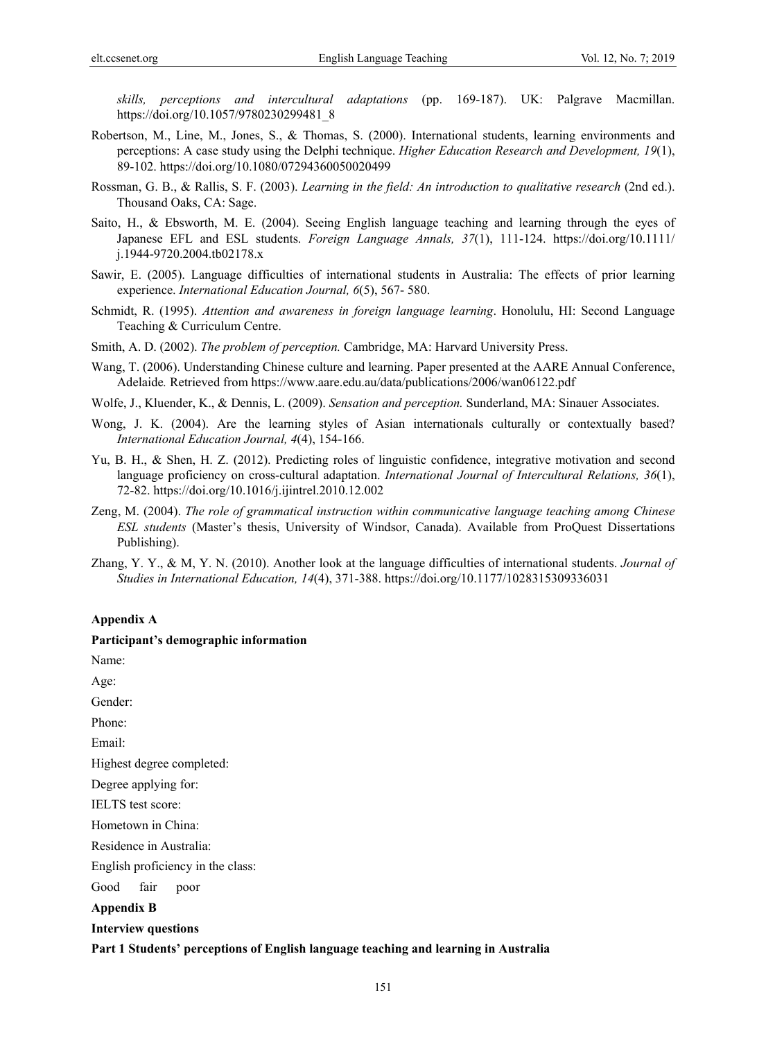*skills, perceptions and intercultural adaptations* (pp. 169-187). UK: Palgrave Macmillan. https://doi.org/10.1057/9780230299481_8

Robertson, M., Line, M., Jones, S., & Thomas, S. (2000). International students, learning environments and perceptions: A case study using the Delphi technique. *Higher Education Research and Development, 19*(1), 89-102. https://doi.org/10.1080/07294360050020499

Rossman, G. B., & Rallis, S. F. (2003). *Learning in the field: An introduction to qualitative research* (2nd ed.). Thousand Oaks, CA: Sage.

Saito, H., & Ebsworth, M. E. (2004). Seeing English language teaching and learning through the eyes of Japanese EFL and ESL students. *Foreign Language Annals, 37*(1), 111-124. https://doi.org/10.1111/j.1944-9720.2004.tb02178.x

Sawir, E. (2005). Language difficulties of international students in Australia: The effects of prior learning experience. *International Education Journal, 6*(5), 567- 580.

Schmidt, R. (1995). *Attention and awareness in foreign language learning*. Honolulu, HI: Second Language Teaching & Curriculum Centre.

Smith, A. D. (2002). *The problem of perception.* Cambridge, MA: Harvard University Press.

Wang, T. (2006). Understanding Chinese culture and learning. Paper presented at the AARE Annual Conference, Adelaide*.* Retrieved from https://www.aare.edu.au/data/publications/2006/wan06122.pdf

Wolfe, J., Kluender, K., & Dennis, L. (2009). *Sensation and perception.* Sunderland, MA: Sinauer Associates.

Wong, J. K. (2004). Are the learning styles of Asian internationals culturally or contextually based? *International Education Journal, 4*(4), 154-166.

Yu, B. H., & Shen, H. Z. (2012). Predicting roles of linguistic confidence, integrative motivation and second language proficiency on cross-cultural adaptation. *International Journal of Intercultural Relations, 36*(1), 72-82. https://doi.org/10.1016/j.ijintrel.2010.12.002

Zeng, M. (2004). *The role of grammatical instruction within communicative language teaching among Chinese ESL students* (Master's thesis, University of Windsor, Canada). Available from ProQuest Dissertations Publishing).

Zhang, Y. Y., & M, Y. N. (2010). Another look at the language difficulties of international students. *Journal of Studies in International Education, 14*(4), 371-388. https://doi.org/10.1177/1028315309336031

**Appendix A**

**Participant's demographic information**

Name:

Age:

Gender:

Phone:

Email:

Highest degree completed:

Degree applying for:

IELTS test score:

Hometown in China:

Residence in Australia:

English proficiency in the class:

Good fair poor

**Appendix B**

**Interview questions**

**Part 1 Students' perceptions of English language teaching and learning in Australia**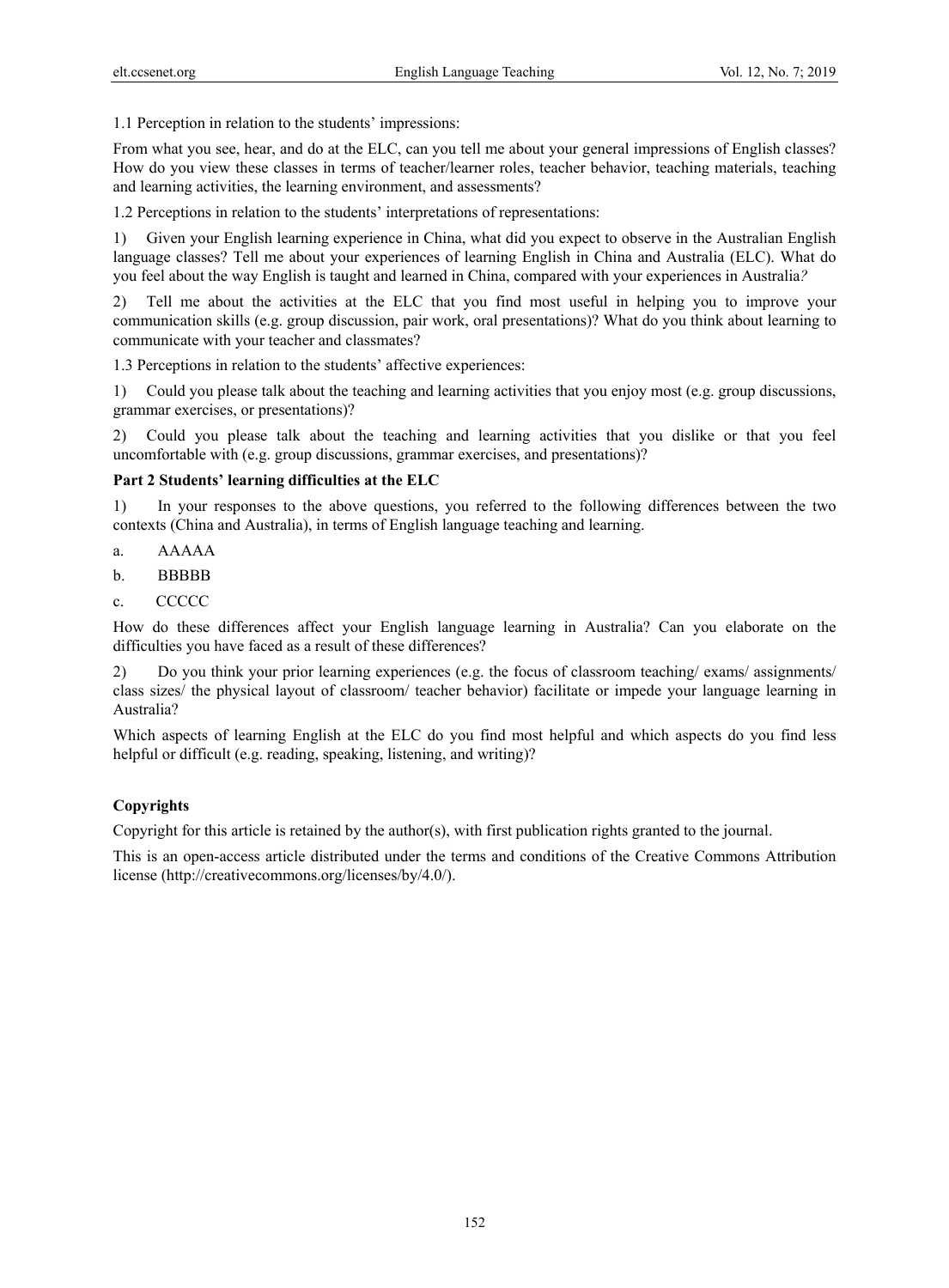1.1 Perception in relation to the students' impressions:

From what you see, hear, and do at the ELC, can you tell me about your general impressions of English classes? How do you view these classes in terms of teacher/learner roles, teacher behavior, teaching materials, teaching and learning activities, the learning environment, and assessments?

1.2 Perceptions in relation to the students' interpretations of representations:

1) Given your English learning experience in China, what did you expect to observe in the Australian English language classes? Tell me about your experiences of learning English in China and Australia (ELC). What do you feel about the way English is taught and learned in China, compared with your experiences in Australia*?*

2) Tell me about the activities at the ELC that you find most useful in helping you to improve your communication skills (e.g. group discussion, pair work, oral presentations)? What do you think about learning to communicate with your teacher and classmates?

1.3 Perceptions in relation to the students' affective experiences:

1) Could you please talk about the teaching and learning activities that you enjoy most (e.g. group discussions, grammar exercises, or presentations)?

2) Could you please talk about the teaching and learning activities that you dislike or that you feel uncomfortable with (e.g. group discussions, grammar exercises, and presentations)?

**Part 2 Students' learning difficulties at the ELC**

1) In your responses to the above questions, you referred to the following differences between the two contexts (China and Australia), in terms of English language teaching and learning.

a. AAAAA

b. BBBBB

c. CCCCC

How do these differences affect your English language learning in Australia? Can you elaborate on the difficulties you have faced as a result of these differences?

2) Do you think your prior learning experiences (e.g. the focus of classroom teaching/ exams/ assignments/ class sizes/ the physical layout of classroom/ teacher behavior) facilitate or impede your language learning in Australia?

Which aspects of learning English at the ELC do you find most helpful and which aspects do you find less helpful or difficult (e.g. reading, speaking, listening, and writing)?

## Copyrights

Copyright for this article is retained by the author(s), with first publication rights granted to the journal.

This is an open-access article distributed under the terms and conditions of the Creative Commons Attribution license (http://creativecommons.org/licenses/by/4.0/).